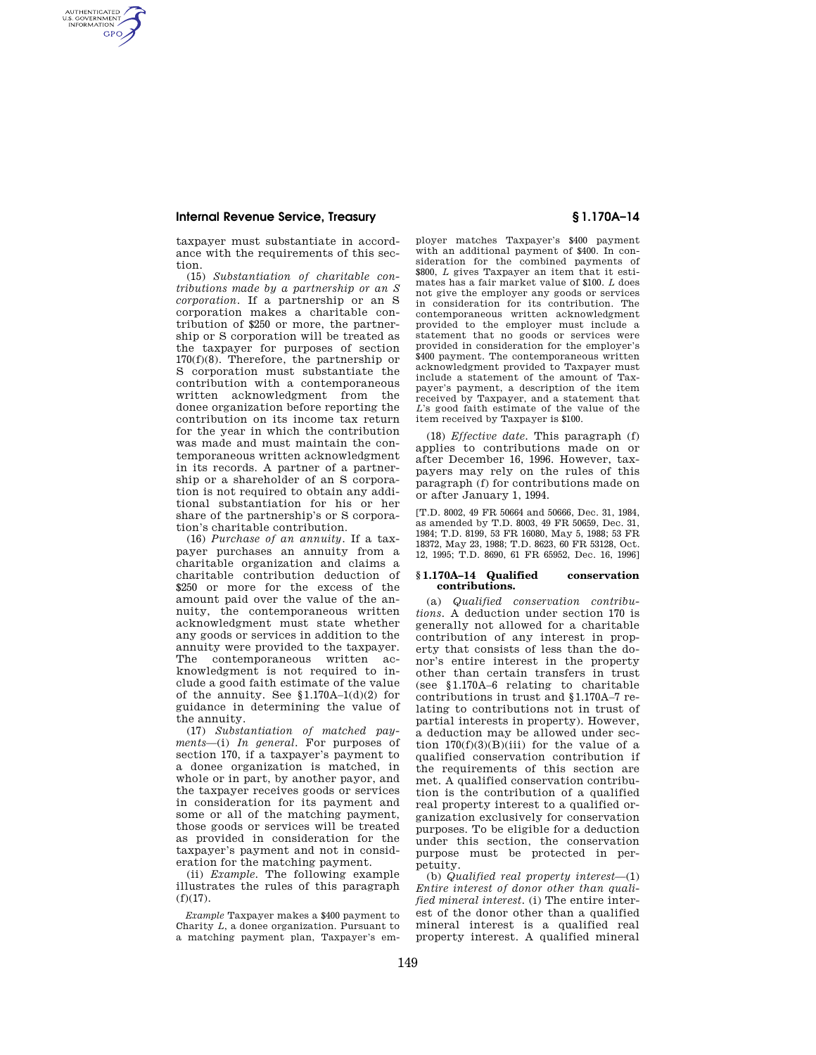taxpayer must substantiate in accordance with the requirements of this section.

(15) *Substantiation of charitable contributions made by a partnership or an S corporation.* If a partnership or an S corporation makes a charitable contribution of $250 or more, the partnership or S corporation will be treated as the taxpayer for purposes of section 170(f)(8). Therefore, the partnership or S corporation must substantiate the contribution with a contemporaneous written acknowledgment from the donee organization before reporting the contribution on its income tax return for the year in which the contribution was made and must maintain the contemporaneous written acknowledgment in its records. A partner of a partnership or a shareholder of an S corporation is not required to obtain any additional substantiation for his or her share of the partnership's or S corporation's charitable contribution.

(16) *Purchase of an annuity.* If a taxpayer purchases an annuity from a charitable organization and claims a charitable contribution deduction of $250 or more for the excess of the amount paid over the value of the annuity, the contemporaneous written acknowledgment must state whether any goods or services in addition to the annuity were provided to the taxpayer. The contemporaneous written acknowledgment is not required to include a good faith estimate of the value of the annuity. See §1.170A–1(d)(2) for guidance in determining the value of the annuity.

(17) *Substantiation of matched payments*—(i) *In general.* For purposes of section 170, if a taxpayer's payment to a donee organization is matched, in whole or in part, by another payor, and the taxpayer receives goods or services in consideration for its payment and some or all of the matching payment, those goods or services will be treated as provided in consideration for the taxpayer's payment and not in consideration for the matching payment.

(ii) *Example.* The following example illustrates the rules of this paragraph (f)(17).

*Example* Taxpayer makes a $400 payment to Charity *L*, a donee organization. Pursuant to a matching payment plan, Taxpayer's employer matches Taxpayer's $400 payment with an additional payment of $400. In consideration for the combined payments of $800, *L* gives Taxpayer an item that it estimates has a fair market value of $100. *L* does not give the employer any goods or services in consideration for its contribution. The contemporaneous written acknowledgment provided to the employer must include a statement that no goods or services were provided in consideration for the employer's $400 payment. The contemporaneous written acknowledgment provided to Taxpayer must include a statement of the amount of Taxpayer's payment, a description of the item received by Taxpayer, and a statement that *L*'s good faith estimate of the value of the item received by Taxpayer is $100.

(18) *Effective date.* This paragraph (f) applies to contributions made on or after December 16, 1996. However, taxpayers may rely on the rules of this paragraph (f) for contributions made on or after January 1, 1994.

[T.D. 8002, 49 FR 50664 and 50666, Dec. 31, 1984, as amended by T.D. 8003, 49 FR 50659, Dec. 31, 1984; T.D. 8199, 53 FR 16080, May 5, 1988; 53 FR 18372, May 23, 1988; T.D. 8623, 60 FR 53128, Oct. 12, 1995; T.D. 8690, 61 FR 65952, Dec. 16, 1996]

## §1.170A–14 Qualified conservation contributions.

(a) *Qualified conservation contributions.* A deduction under section 170 is generally not allowed for a charitable contribution of any interest in property that consists of less than the donor's entire interest in the property other than certain transfers in trust (see §1.170A–6 relating to charitable contributions in trust and §1.170A–7 relating to contributions not in trust of partial interests in property). However, a deduction may be allowed under section 170(f)(3)(B)(iii) for the value of a qualified conservation contribution if the requirements of this section are met. A qualified conservation contribution is the contribution of a qualified real property interest to a qualified organization exclusively for conservation purposes. To be eligible for a deduction under this section, the conservation purpose must be protected in perpetuity.

(b) *Qualified real property interest*—(1) *Entire interest of donor other than qualified mineral interest.* (i) The entire interest of the donor other than a qualified mineral interest is a qualified real property interest. A qualified mineral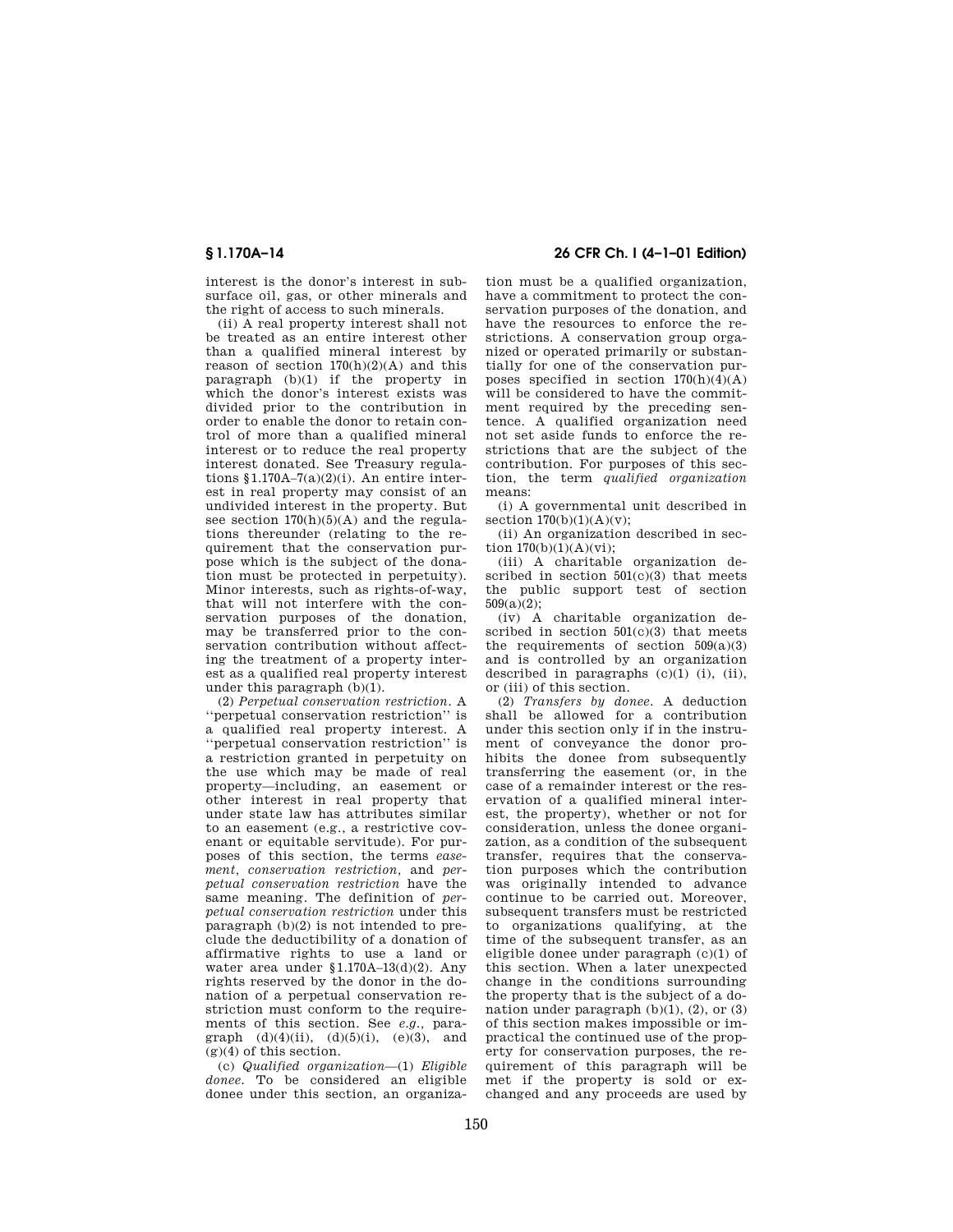interest is the donor's interest in subsurface oil, gas, or other minerals and the right of access to such minerals.

(ii) A real property interest shall not be treated as an entire interest other than a qualified mineral interest by reason of section 170(h)(2)(A) and this paragraph (b)(1) if the property in which the donor's interest exists was divided prior to the contribution in order to enable the donor to retain control of more than a qualified mineral interest or to reduce the real property interest donated. See Treasury regulations §1.170A–7(a)(2)(i). An entire interest in real property may consist of an undivided interest in the property. But see section 170(h)(5)(A) and the regulations thereunder (relating to the requirement that the conservation purpose which is the subject of the donation must be protected in perpetuity). Minor interests, such as rights-of-way, that will not interfere with the conservation purposes of the donation, may be transferred prior to the conservation contribution without affecting the treatment of a property interest as a qualified real property interest under this paragraph (b)(1).

(2) *Perpetual conservation restriction*. A "perpetual conservation restriction" is a qualified real property interest. A "perpetual conservation restriction" is a restriction granted in perpetuity on the use which may be made of real property—including, an easement or other interest in real property that under state law has attributes similar to an easement (e.g., a restrictive covenant or equitable servitude). For purposes of this section, the terms *easement, conservation restriction,* and *perpetual conservation restriction* have the same meaning. The definition of *perpetual conservation restriction* under this paragraph (b)(2) is not intended to preclude the deductibility of a donation of affirmative rights to use a land or water area under §1.170A–13(d)(2). Any rights reserved by the donor in the donation of a perpetual conservation restriction must conform to the requirements of this section. See *e.g.,* paragraph (d)(4)(ii), (d)(5)(i), (e)(3), and (g)(4) of this section.

(c) *Qualified organization*—(1) *Eligible donee*. To be considered an eligible donee under this section, an organization must be a qualified organization, have a commitment to protect the conservation purposes of the donation, and have the resources to enforce the restrictions. A conservation group organized or operated primarily or substantially for one of the conservation purposes specified in section 170(h)(4)(A) will be considered to have the commitment required by the preceding sentence. A qualified organization need not set aside funds to enforce the restrictions that are the subject of the contribution. For purposes of this section, the term *qualified organization* means:

(i) A governmental unit described in section 170(b)(1)(A)(v);

(ii) An organization described in section 170(b)(1)(A)(vi);

(iii) A charitable organization described in section 501(c)(3) that meets the public support test of section 509(a)(2);

(iv) A charitable organization described in section 501(c)(3) that meets the requirements of section 509(a)(3) and is controlled by an organization described in paragraphs (c)(1) (i), (ii), or (iii) of this section.

(2) *Transfers by donee*. A deduction shall be allowed for a contribution under this section only if in the instrument of conveyance the donor prohibits the donee from subsequently transferring the easement (or, in the case of a remainder interest or the reservation of a qualified mineral interest, the property), whether or not for consideration, unless the donee organization, as a condition of the subsequent transfer, requires that the conservation purposes which the contribution was originally intended to advance continue to be carried out. Moreover, subsequent transfers must be restricted to organizations qualifying, at the time of the subsequent transfer, as an eligible donee under paragraph (c)(1) of this section. When a later unexpected change in the conditions surrounding the property that is the subject of a donation under paragraph (b)(1), (2), or (3) of this section makes impossible or impractical the continued use of the property for conservation purposes, the requirement of this paragraph will be met if the property is sold or exchanged and any proceeds are used by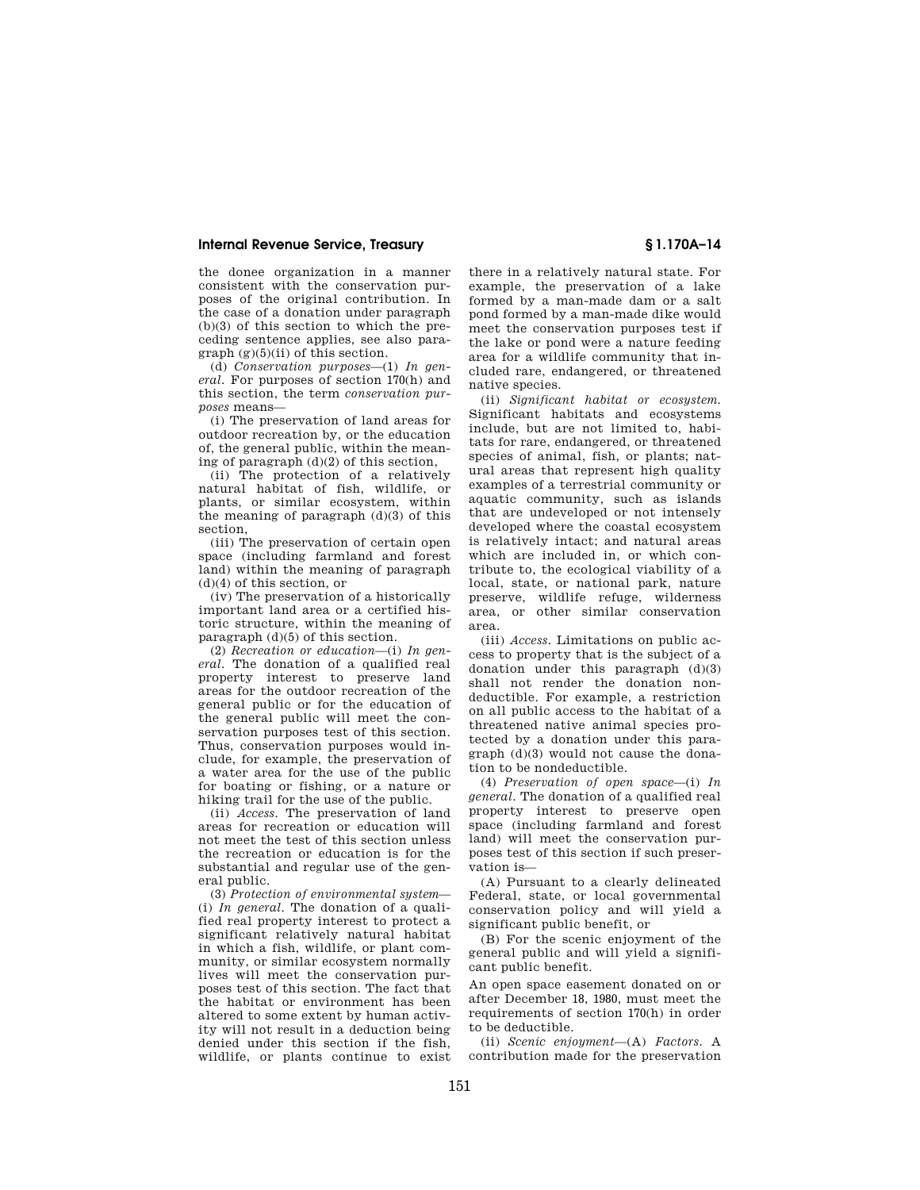the donee organization in a manner consistent with the conservation purposes of the original contribution. In the case of a donation under paragraph (b)(3) of this section to which the preceding sentence applies, see also paragraph (g)(5)(ii) of this section.

(d) *Conservation purposes*—(1) *In general.* For purposes of section 170(h) and this section, the term *conservation purposes* means—

(i) The preservation of land areas for outdoor recreation by, or the education of, the general public, within the meaning of paragraph (d)(2) of this section,

(ii) The protection of a relatively natural habitat of fish, wildlife, or plants, or similar ecosystem, within the meaning of paragraph (d)(3) of this section,

(iii) The preservation of certain open space (including farmland and forest land) within the meaning of paragraph (d)(4) of this section, or

(iv) The preservation of a historically important land area or a certified historic structure, within the meaning of paragraph (d)(5) of this section.

(2) *Recreation or education*—(i) *In general.* The donation of a qualified real property interest to preserve land areas for the outdoor recreation of the general public or for the education of the general public will meet the conservation purposes test of this section. Thus, conservation purposes would include, for example, the preservation of a water area for the use of the public for boating or fishing, or a nature or hiking trail for the use of the public.

(ii) *Access.* The preservation of land areas for recreation or education will not meet the test of this section unless the recreation or education is for the substantial and regular use of the general public.

(3) *Protection of environmental system*—(i) *In general.* The donation of a qualified real property interest to protect a significant relatively natural habitat in which a fish, wildlife, or plant community, or similar ecosystem normally lives will meet the conservation purposes test of this section. The fact that the habitat or environment has been altered to some extent by human activity will not result in a deduction being denied under this section if the fish, wildlife, or plants continue to exist there in a relatively natural state. For example, the preservation of a lake formed by a man-made dam or a salt pond formed by a man-made dike would meet the conservation purposes test if the lake or pond were a nature feeding area for a wildlife community that included rare, endangered, or threatened native species.

(ii) *Significant habitat or ecosystem.* Significant habitats and ecosystems include, but are not limited to, habitats for rare, endangered, or threatened species of animal, fish, or plants; natural areas that represent high quality examples of a terrestrial community or aquatic community, such as islands that are undeveloped or not intensely developed where the coastal ecosystem is relatively intact; and natural areas which are included in, or which contribute to, the ecological viability of a local, state, or national park, nature preserve, wildlife refuge, wilderness area, or other similar conservation area.

(iii) *Access.* Limitations on public access to property that is the subject of a donation under this paragraph (d)(3) shall not render the donation nondeductible. For example, a restriction on all public access to the habitat of a threatened native animal species protected by a donation under this paragraph (d)(3) would not cause the donation to be nondeductible.

(4) *Preservation of open space*—(i) *In general.* The donation of a qualified real property interest to preserve open space (including farmland and forest land) will meet the conservation purposes test of this section if such preservation is—

(A) Pursuant to a clearly delineated Federal, state, or local governmental conservation policy and will yield a significant public benefit, or

(B) For the scenic enjoyment of the general public and will yield a significant public benefit.

An open space easement donated on or after December 18, 1980, must meet the requirements of section 170(h) in order to be deductible.

(ii) *Scenic enjoyment*—(A) *Factors.* A contribution made for the preservation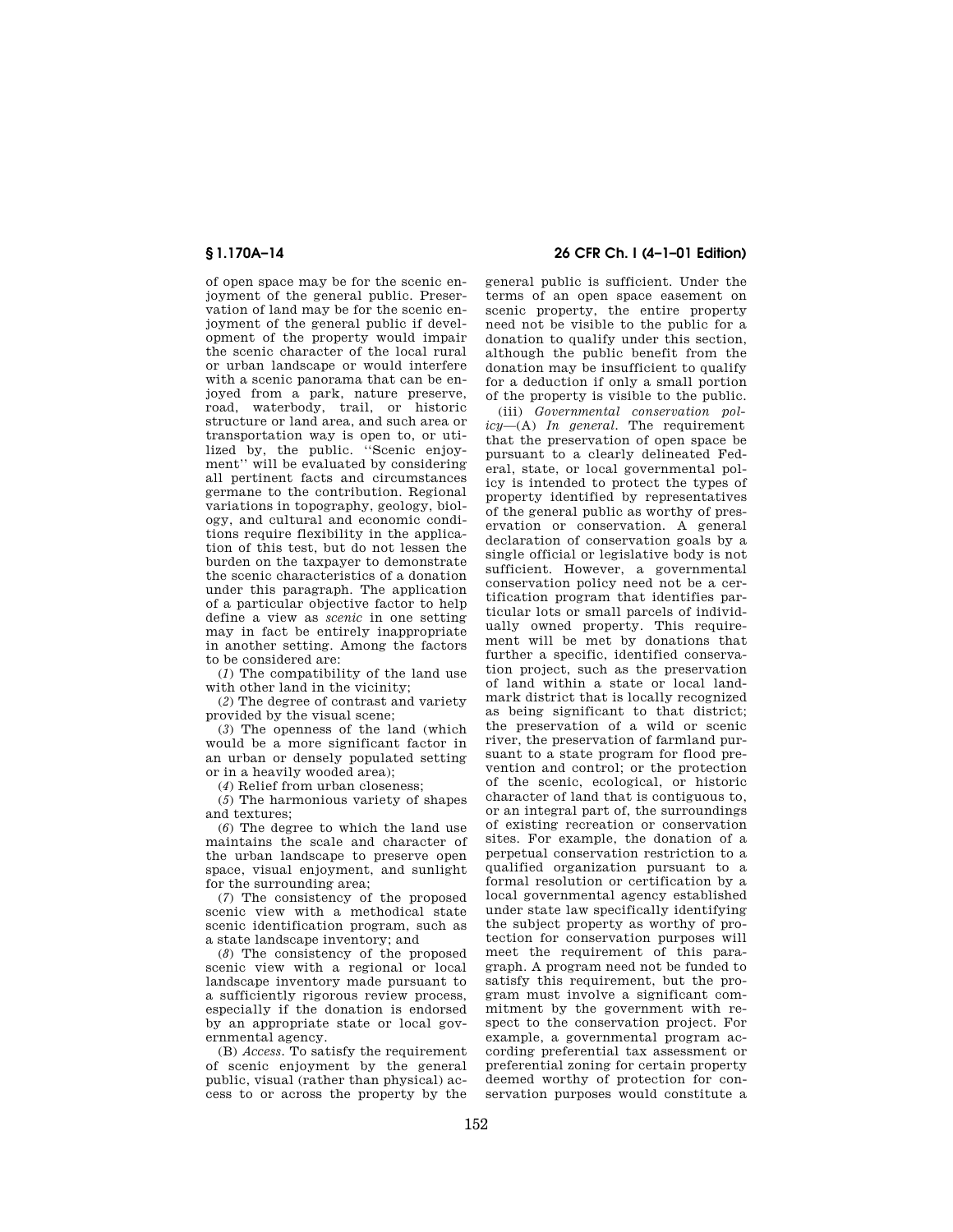of open space may be for the scenic enjoyment of the general public. Preservation of land may be for the scenic enjoyment of the general public if development of the property would impair the scenic character of the local rural or urban landscape or would interfere with a scenic panorama that can be enjoyed from a park, nature preserve, road, waterbody, trail, or historic structure or land area, and such area or transportation way is open to, or utilized by, the public. ''Scenic enjoyment'' will be evaluated by considering all pertinent facts and circumstances germane to the contribution. Regional variations in topography, geology, biology, and cultural and economic conditions require flexibility in the application of this test, but do not lessen the burden on the taxpayer to demonstrate the scenic characteristics of a donation under this paragraph. The application of a particular objective factor to help define a view as *scenic* in one setting may in fact be entirely inappropriate in another setting. Among the factors to be considered are:

(*1*) The compatibility of the land use with other land in the vicinity;

(*2*) The degree of contrast and variety provided by the visual scene;

(*3*) The openness of the land (which would be a more significant factor in an urban or densely populated setting or in a heavily wooded area);

(*4*) Relief from urban closeness;

(*5*) The harmonious variety of shapes and textures;

(*6*) The degree to which the land use maintains the scale and character of the urban landscape to preserve open space, visual enjoyment, and sunlight for the surrounding area;

(*7*) The consistency of the proposed scenic view with a methodical state scenic identification program, such as a state landscape inventory; and

(*8*) The consistency of the proposed scenic view with a regional or local landscape inventory made pursuant to a sufficiently rigorous review process, especially if the donation is endorsed by an appropriate state or local governmental agency.

(B) *Access.* To satisfy the requirement of scenic enjoyment by the general public, visual (rather than physical) access to or across the property by the general public is sufficient. Under the terms of an open space easement on scenic property, the entire property need not be visible to the public for a donation to qualify under this section, although the public benefit from the donation may be insufficient to qualify for a deduction if only a small portion of the property is visible to the public.

(iii) *Governmental conservation policy*—(A) *In general.* The requirement that the preservation of open space be pursuant to a clearly delineated Federal, state, or local governmental policy is intended to protect the types of property identified by representatives of the general public as worthy of preservation or conservation. A general declaration of conservation goals by a single official or legislative body is not sufficient. However, a governmental conservation policy need not be a certification program that identifies particular lots or small parcels of individually owned property. This requirement will be met by donations that further a specific, identified conservation project, such as the preservation of land within a state or local landmark district that is locally recognized as being significant to that district; the preservation of a wild or scenic river, the preservation of farmland pursuant to a state program for flood prevention and control; or the protection of the scenic, ecological, or historic character of land that is contiguous to, or an integral part of, the surroundings of existing recreation or conservation sites. For example, the donation of a perpetual conservation restriction to a qualified organization pursuant to a formal resolution or certification by a local governmental agency established under state law specifically identifying the subject property as worthy of protection for conservation purposes will meet the requirement of this paragraph. A program need not be funded to satisfy this requirement, but the program must involve a significant commitment by the government with respect to the conservation project. For example, a governmental program according preferential tax assessment or preferential zoning for certain property deemed worthy of protection for conservation purposes would constitute a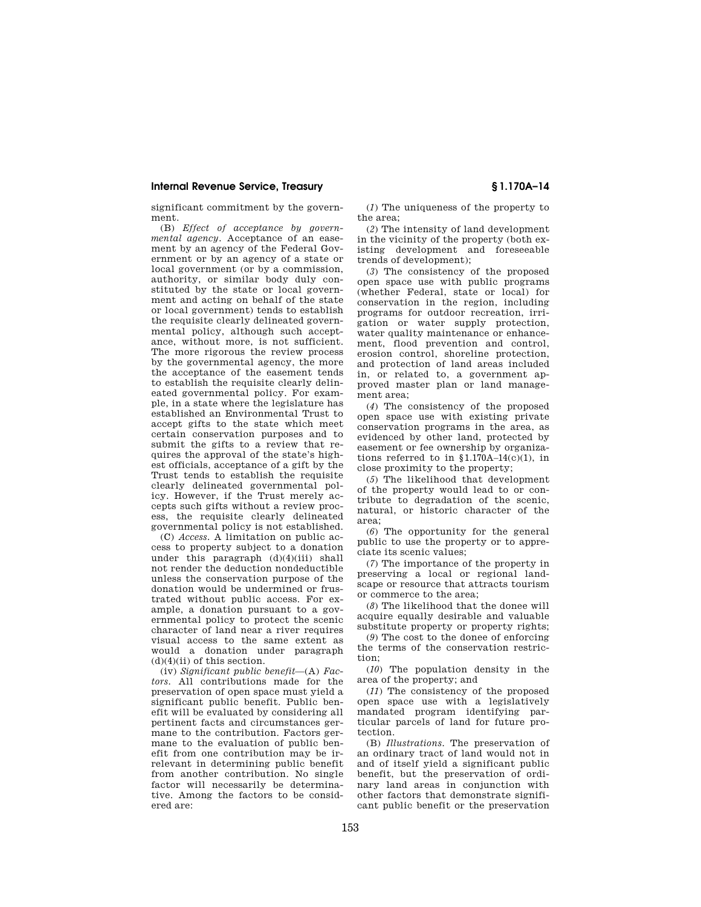significant commitment by the government.

(B) *Effect of acceptance by governmental agency.* Acceptance of an easement by an agency of the Federal Government or by an agency of a state or local government (or by a commission, authority, or similar body duly constituted by the state or local government and acting on behalf of the state or local government) tends to establish the requisite clearly delineated governmental policy, although such acceptance, without more, is not sufficient. The more rigorous the review process by the governmental agency, the more the acceptance of the easement tends to establish the requisite clearly delineated governmental policy. For example, in a state where the legislature has established an Environmental Trust to accept gifts to the state which meet certain conservation purposes and to submit the gifts to a review that requires the approval of the state's highest officials, acceptance of a gift by the Trust tends to establish the requisite clearly delineated governmental policy. However, if the Trust merely accepts such gifts without a review process, the requisite clearly delineated governmental policy is not established.

(C) *Access.* A limitation on public access to property subject to a donation under this paragraph (d)(4)(iii) shall not render the deduction nondeductible unless the conservation purpose of the donation would be undermined or frustrated without public access. For example, a donation pursuant to a governmental policy to protect the scenic character of land near a river requires visual access to the same extent as would a donation under paragraph (d)(4)(ii) of this section.

(iv) *Significant public benefit*—(A) *Factors.* All contributions made for the preservation of open space must yield a significant public benefit. Public benefit will be evaluated by considering all pertinent facts and circumstances germane to the contribution. Factors germane to the evaluation of public benefit from one contribution may be irrelevant in determining public benefit from another contribution. No single factor will necessarily be determinative. Among the factors to be considered are:

(*1*) The uniqueness of the property to the area;

(*2*) The intensity of land development in the vicinity of the property (both existing development and foreseeable trends of development);

(*3*) The consistency of the proposed open space use with public programs (whether Federal, state or local) for conservation in the region, including programs for outdoor recreation, irrigation or water supply protection, water quality maintenance or enhancement, flood prevention and control, erosion control, shoreline protection, and protection of land areas included in, or related to, a government approved master plan or land management area;

(*4*) The consistency of the proposed open space use with existing private conservation programs in the area, as evidenced by other land, protected by easement or fee ownership by organizations referred to in §1.170A–14(c)(1), in close proximity to the property;

(*5*) The likelihood that development of the property would lead to or contribute to degradation of the scenic, natural, or historic character of the area;

(*6*) The opportunity for the general public to use the property or to appreciate its scenic values;

(*7*) The importance of the property in preserving a local or regional landscape or resource that attracts tourism or commerce to the area;

(*8*) The likelihood that the donee will acquire equally desirable and valuable substitute property or property rights;

(*9*) The cost to the donee of enforcing the terms of the conservation restriction;

(*10*) The population density in the area of the property; and

(*11*) The consistency of the proposed open space use with a legislatively mandated program identifying particular parcels of land for future protection.

(B) *Illustrations.* The preservation of an ordinary tract of land would not in and of itself yield a significant public benefit, but the preservation of ordinary land areas in conjunction with other factors that demonstrate significant public benefit or the preservation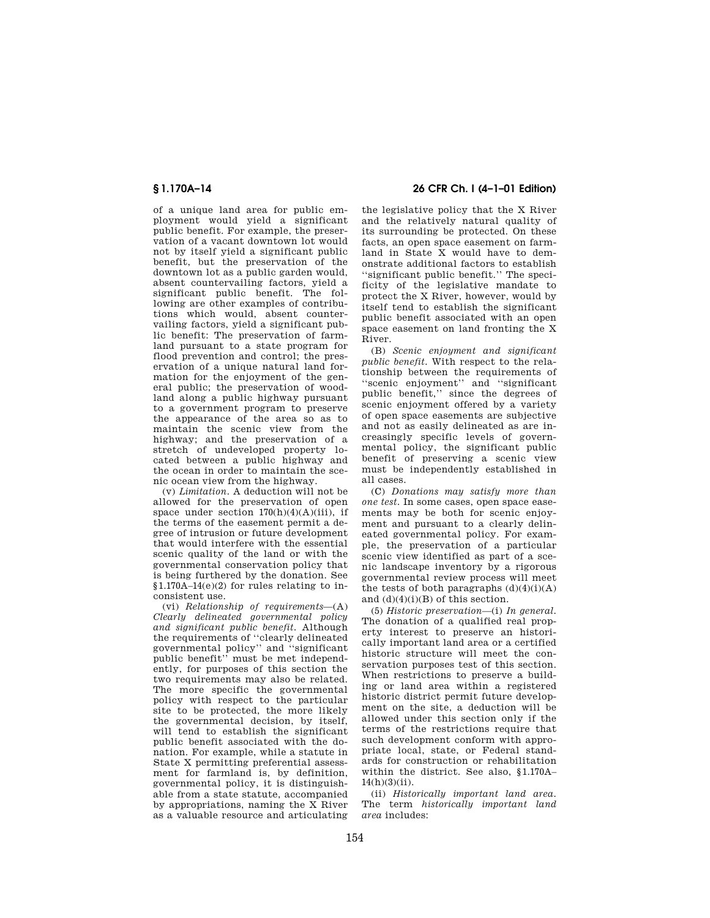of a unique land area for public employment would yield a significant public benefit. For example, the preservation of a vacant downtown lot would not by itself yield a significant public benefit, but the preservation of the downtown lot as a public garden would, absent countervailing factors, yield a significant public benefit. The following are other examples of contributions which would, absent countervailing factors, yield a significant public benefit: The preservation of farmland pursuant to a state program for flood prevention and control; the preservation of a unique natural land formation for the enjoyment of the general public; the preservation of woodland along a public highway pursuant to a government program to preserve the appearance of the area so as to maintain the scenic view from the highway; and the preservation of a stretch of undeveloped property located between a public highway and the ocean in order to maintain the scenic ocean view from the highway.

(v) *Limitation.* A deduction will not be allowed for the preservation of open space under section 170(h)(4)(A)(iii), if the terms of the easement permit a degree of intrusion or future development that would interfere with the essential scenic quality of the land or with the governmental conservation policy that is being furthered by the donation. See §1.170A–14(e)(2) for rules relating to inconsistent use.

(vi) *Relationship of requirements*—(A) *Clearly delineated governmental policy and significant public benefit.* Although the requirements of ''clearly delineated governmental policy'' and ''significant public benefit'' must be met independently, for purposes of this section the two requirements may also be related. The more specific the governmental policy with respect to the particular site to be protected, the more likely the governmental decision, by itself, will tend to establish the significant public benefit associated with the donation. For example, while a statute in State X permitting preferential assessment for farmland is, by definition, governmental policy, it is distinguishable from a state statute, accompanied by appropriations, naming the X River as a valuable resource and articulating the legislative policy that the X River and the relatively natural quality of its surrounding be protected. On these facts, an open space easement on farmland in State X would have to demonstrate additional factors to establish ''significant public benefit.'' The specificity of the legislative mandate to protect the X River, however, would by itself tend to establish the significant public benefit associated with an open space easement on land fronting the X River.

(B) *Scenic enjoyment and significant public benefit.* With respect to the relationship between the requirements of ''scenic enjoyment'' and ''significant public benefit,'' since the degrees of scenic enjoyment offered by a variety of open space easements are subjective and not as easily delineated as are increasingly specific levels of governmental policy, the significant public benefit of preserving a scenic view must be independently established in all cases.

(C) *Donations may satisfy more than one test.* In some cases, open space easements may be both for scenic enjoyment and pursuant to a clearly delineated governmental policy. For example, the preservation of a particular scenic view identified as part of a scenic landscape inventory by a rigorous governmental review process will meet the tests of both paragraphs (d)(4)(i)(A) and (d)(4)(i)(B) of this section.

(5) *Historic preservation*—(i) *In general.* The donation of a qualified real property interest to preserve an historically important land area or a certified historic structure will meet the conservation purposes test of this section. When restrictions to preserve a building or land area within a registered historic district permit future development on the site, a deduction will be allowed under this section only if the terms of the restrictions require that such development conform with appropriate local, state, or Federal standards for construction or rehabilitation within the district. See also, §1.170A–14(h)(3)(ii).

(ii) *Historically important land area.* The term *historically important land area* includes: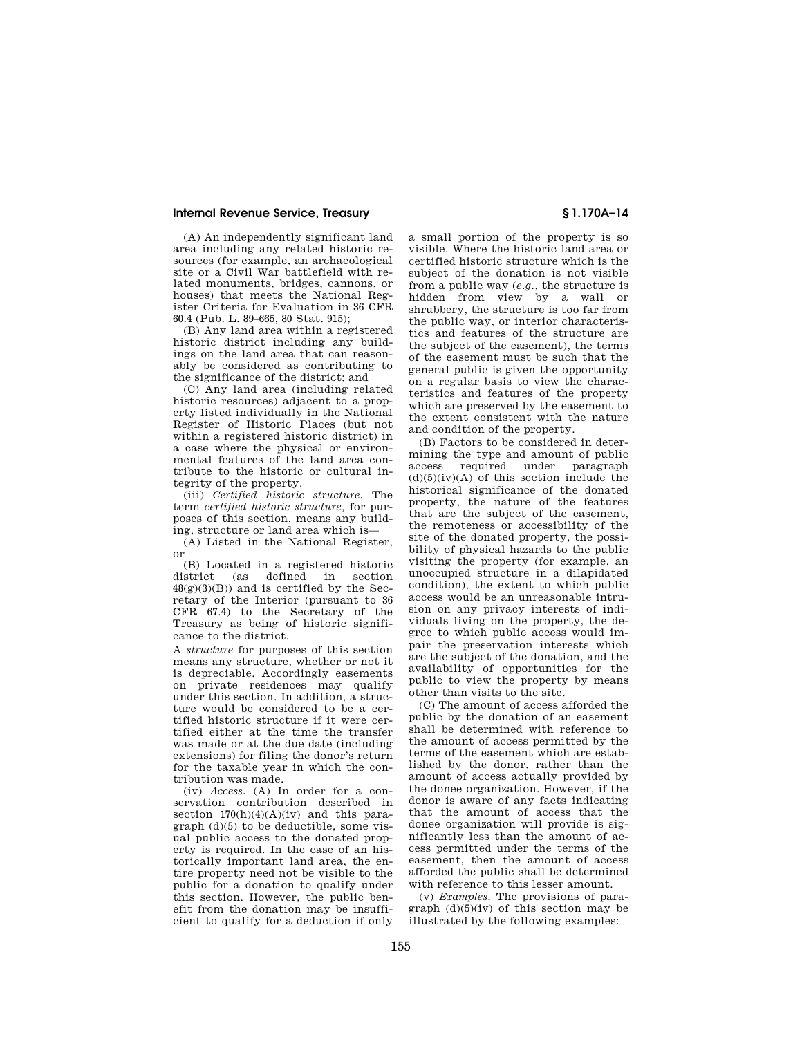(A) An independently significant land area including any related historic resources (for example, an archaeological site or a Civil War battlefield with related monuments, bridges, cannons, or houses) that meets the National Register Criteria for Evaluation in 36 CFR 60.4 (Pub. L. 89–665, 80 Stat. 915);

(B) Any land area within a registered historic district including any buildings on the land area that can reasonably be considered as contributing to the significance of the district; and

(C) Any land area (including related historic resources) adjacent to a property listed individually in the National Register of Historic Places (but not within a registered historic district) in a case where the physical or environmental features of the land area contribute to the historic or cultural integrity of the property.

(iii) *Certified historic structure.* The term *certified historic structure*, for purposes of this section, means any building, structure or land area which is—

(A) Listed in the National Register, or

(B) Located in a registered historic district (as defined in section 48(g)(3)(B)) and is certified by the Secretary of the Interior (pursuant to 36 CFR 67.4) to the Secretary of the Treasury as being of historic significance to the district.

A *structure* for purposes of this section means any structure, whether or not it is depreciable. Accordingly easements on private residences may qualify under this section. In addition, a structure would be considered to be a certified historic structure if it were certified either at the time the transfer was made or at the due date (including extensions) for filing the donor's return for the taxable year in which the contribution was made.

(iv) *Access.* (A) In order for a conservation contribution described in section 170(h)(4)(A)(iv) and this paragraph (d)(5) to be deductible, some visual public access to the donated property is required. In the case of an historically important land area, the entire property need not be visible to the public for a donation to qualify under this section. However, the public benefit from the donation may be insufficient to qualify for a deduction if only a small portion of the property is so visible. Where the historic land area or certified historic structure which is the subject of the donation is not visible from a public way (*e.g.*, the structure is hidden from view by a wall or shrubbery, the structure is too far from the public way, or interior characteristics and features of the structure are the subject of the easement), the terms of the easement must be such that the general public is given the opportunity on a regular basis to view the characteristics and features of the property which are preserved by the easement to the extent consistent with the nature and condition of the property.

(B) Factors to be considered in determining the type and amount of public access required under paragraph (d)(5)(iv)(A) of this section include the historical significance of the donated property, the nature of the features that are the subject of the easement, the remoteness or accessibility of the site of the donated property, the possibility of physical hazards to the public visiting the property (for example, an unoccupied structure in a dilapidated condition), the extent to which public access would be an unreasonable intrusion on any privacy interests of individuals living on the property, the degree to which public access would impair the preservation interests which are the subject of the donation, and the availability of opportunities for the public to view the property by means other than visits to the site.

(C) The amount of access afforded the public by the donation of an easement shall be determined with reference to the amount of access permitted by the terms of the easement which are established by the donor, rather than the amount of access actually provided by the donee organization. However, if the donor is aware of any facts indicating that the amount of access that the donee organization will provide is significantly less than the amount of access permitted under the terms of the easement, then the amount of access afforded the public shall be determined with reference to this lesser amount.

(v) *Examples.* The provisions of paragraph (d)(5)(iv) of this section may be illustrated by the following examples: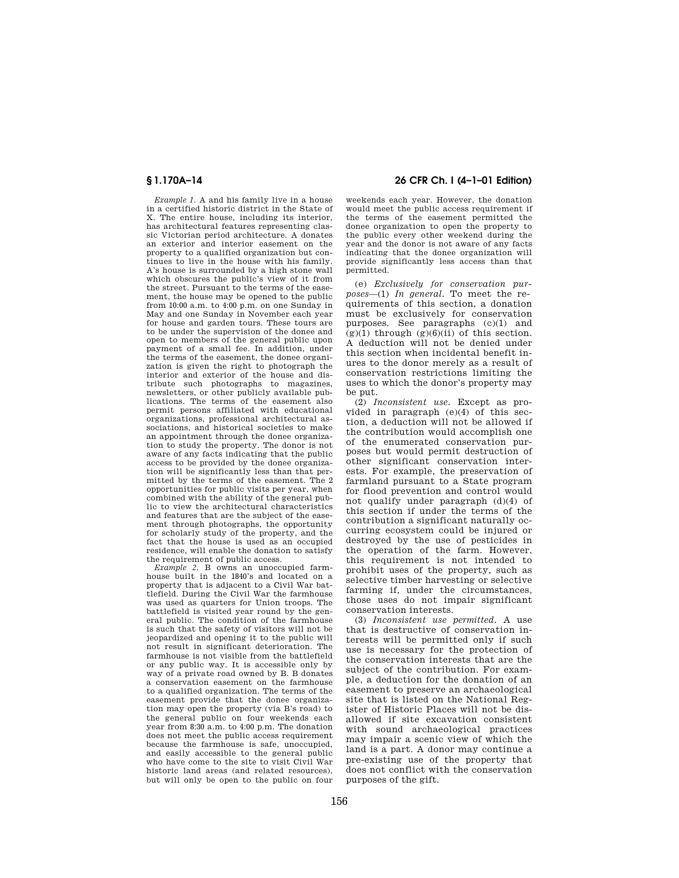*Example 1.* A and his family live in a house in a certified historic district in the State of X. The entire house, including its interior, has architectural features representing classic Victorian period architecture. A donates an exterior and interior easement on the property to a qualified organization but continues to live in the house with his family. A's house is surrounded by a high stone wall which obscures the public's view of it from the street. Pursuant to the terms of the easement, the house may be opened to the public from 10:00 a.m. to 4:00 p.m. on one Sunday in May and one Sunday in November each year for house and garden tours. These tours are to be under the supervision of the donee and open to members of the general public upon payment of a small fee. In addition, under the terms of the easement, the donee organization is given the right to photograph the interior and exterior of the house and distribute such photographs to magazines, newsletters, or other publicly available publications. The terms of the easement also permit persons affiliated with educational organizations, professional architectural associations, and historical societies to make an appointment through the donee organization to study the property. The donor is not aware of any facts indicating that the public access to be provided by the donee organization will be significantly less than that permitted by the terms of the easement. The 2 opportunities for public visits per year, when combined with the ability of the general public to view the architectural characteristics and features that are the subject of the easement through photographs, the opportunity for scholarly study of the property, and the fact that the house is used as an occupied residence, will enable the donation to satisfy the requirement of public access.

*Example 2.* B owns an unoccupied farmhouse built in the 1840's and located on a property that is adjacent to a Civil War battlefield. During the Civil War the farmhouse was used as quarters for Union troops. The battlefield is visited year round by the general public. The condition of the farmhouse is such that the safety of visitors will not be jeopardized and opening it to the public will not result in significant deterioration. The farmhouse is not visible from the battlefield or any public way. It is accessible only by way of a private road owned by B. B donates a conservation easement on the farmhouse to a qualified organization. The terms of the easement provide that the donee organization may open the property (via B's road) to the general public on four weekends each year from 8:30 a.m. to 4:00 p.m. The donation does not meet the public access requirement because the farmhouse is safe, unoccupied, and easily accessible to the general public who have come to the site to visit Civil War historic land areas (and related resources), but will only be open to the public on four weekends each year. However, the donation would meet the public access requirement if the terms of the easement permitted the donee organization to open the property to the public every other weekend during the year and the donor is not aware of any facts indicating that the donee organization will provide significantly less access than that permitted.

(e) *Exclusively for conservation purposes*—(1) *In general.* To meet the requirements of this section, a donation must be exclusively for conservation purposes. See paragraphs (c)(1) and (g)(1) through (g)(6)(ii) of this section. A deduction will not be denied under this section when incidental benefit inures to the donor merely as a result of conservation restrictions limiting the uses to which the donor's property may be put.

(2) *Inconsistent use.* Except as provided in paragraph (e)(4) of this section, a deduction will not be allowed if the contribution would accomplish one of the enumerated conservation purposes but would permit destruction of other significant conservation interests. For example, the preservation of farmland pursuant to a State program for flood prevention and control would not qualify under paragraph (d)(4) of this section if under the terms of the contribution a significant naturally occurring ecosystem could be injured or destroyed by the use of pesticides in the operation of the farm. However, this requirement is not intended to prohibit uses of the property, such as selective timber harvesting or selective farming if, under the circumstances, those uses do not impair significant conservation interests.

(3) *Inconsistent use permitted.* A use that is destructive of conservation interests will be permitted only if such use is necessary for the protection of the conservation interests that are the subject of the contribution. For example, a deduction for the donation of an easement to preserve an archaeological site that is listed on the National Register of Historic Places will not be disallowed if site excavation consistent with sound archaeological practices may impair a scenic view of which the land is a part. A donor may continue a pre-existing use of the property that does not conflict with the conservation purposes of the gift.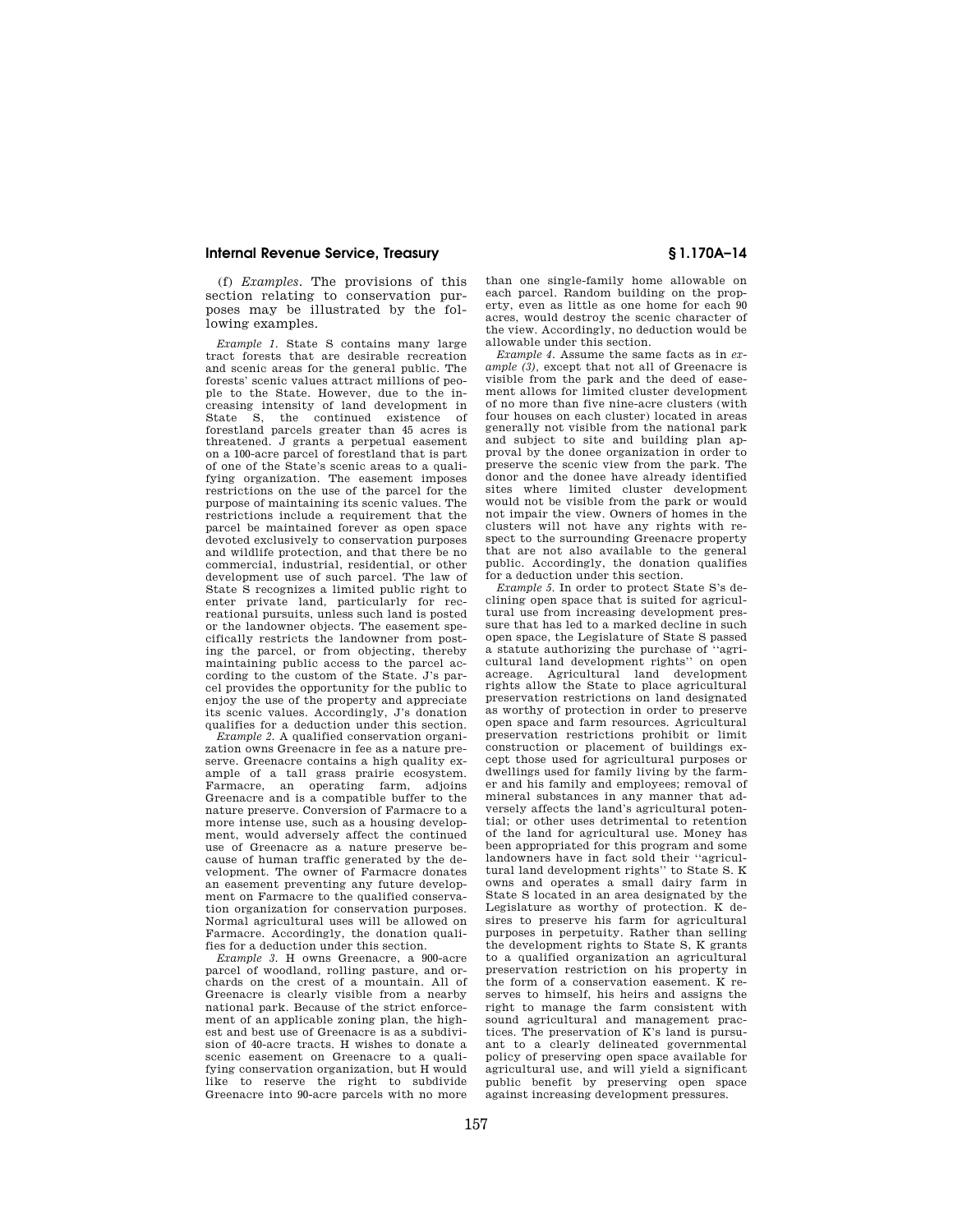(f) *Examples.* The provisions of this section relating to conservation purposes may be illustrated by the following examples.

*Example 1.* State S contains many large tract forests that are desirable recreation and scenic areas for the general public. The forests' scenic values attract millions of people to the State. However, due to the increasing intensity of land development in State S, the continued existence of forestland parcels greater than 45 acres is threatened. J grants a perpetual easement on a 100-acre parcel of forestland that is part of one of the State's scenic areas to a qualifying organization. The easement imposes restrictions on the use of the parcel for the purpose of maintaining its scenic values. The restrictions include a requirement that the parcel be maintained forever as open space devoted exclusively to conservation purposes and wildlife protection, and that there be no commercial, industrial, residential, or other development use of such parcel. The law of State S recognizes a limited public right to enter private land, particularly for recreational pursuits, unless such land is posted or the landowner objects. The easement specifically restricts the landowner from posting the parcel, or from objecting, thereby maintaining public access to the parcel according to the custom of the State. J's parcel provides the opportunity for the public to enjoy the use of the property and appreciate its scenic values. Accordingly, J's donation qualifies for a deduction under this section.

*Example 2.* A qualified conservation organization owns Greenacre in fee as a nature preserve. Greenacre contains a high quality example of a tall grass prairie ecosystem. Farmacre, an operating farm, adjoins Greenacre and is a compatible buffer to the nature preserve. Conversion of Farmacre to a more intense use, such as a housing development, would adversely affect the continued use of Greenacre as a nature preserve because of human traffic generated by the development. The owner of Farmacre donates an easement preventing any future development on Farmacre to the qualified conservation organization for conservation purposes. Normal agricultural uses will be allowed on Farmacre. Accordingly, the donation qualifies for a deduction under this section.

*Example 3.* H owns Greenacre, a 900-acre parcel of woodland, rolling pasture, and orchards on the crest of a mountain. All of Greenacre is clearly visible from a nearby national park. Because of the strict enforcement of an applicable zoning plan, the highest and best use of Greenacre is as a subdivision of 40-acre tracts. H wishes to donate a scenic easement on Greenacre to a qualifying conservation organization, but H would like to reserve the right to subdivide Greenacre into 90-acre parcels with no more than one single-family home allowable on each parcel. Random building on the property, even as little as one home for each 90 acres, would destroy the scenic character of the view. Accordingly, no deduction would be allowable under this section.

*Example 4.* Assume the same facts as in *example (3)*, except that not all of Greenacre is visible from the park and the deed of easement allows for limited cluster development of no more than five nine-acre clusters (with four houses on each cluster) located in areas generally not visible from the national park and subject to site and building plan approval by the donee organization in order to preserve the scenic view from the park. The donor and the donee have already identified sites where limited cluster development would not be visible from the park or would not impair the view. Owners of homes in the clusters will not have any rights with respect to the surrounding Greenacre property that are not also available to the general public. Accordingly, the donation qualifies for a deduction under this section.

*Example 5.* In order to protect State S's declining open space that is suited for agricultural use from increasing development pressure that has led to a marked decline in such open space, the Legislature of State S passed a statute authorizing the purchase of "agricultural land development rights" on open acreage. Agricultural land development rights allow the State to place agricultural preservation restrictions on land designated as worthy of protection in order to preserve open space and farm resources. Agricultural preservation restrictions prohibit or limit construction or placement of buildings except those used for agricultural purposes or dwellings used for family living by the farmer and his family and employees; removal of mineral substances in any manner that adversely affects the land's agricultural potential; or other uses detrimental to retention of the land for agricultural use. Money has been appropriated for this program and some landowners have in fact sold their "agricultural land development rights" to State S. K owns and operates a small dairy farm in State S located in an area designated by the Legislature as worthy of protection. K desires to preserve his farm for agricultural purposes in perpetuity. Rather than selling the development rights to State S, K grants to a qualified organization an agricultural preservation restriction on his property in the form of a conservation easement. K reserves to himself, his heirs and assigns the right to manage the farm consistent with sound agricultural and management practices. The preservation of K's land is pursuant to a clearly delineated governmental policy of preserving open space available for agricultural use, and will yield a significant public benefit by preserving open space against increasing development pressures.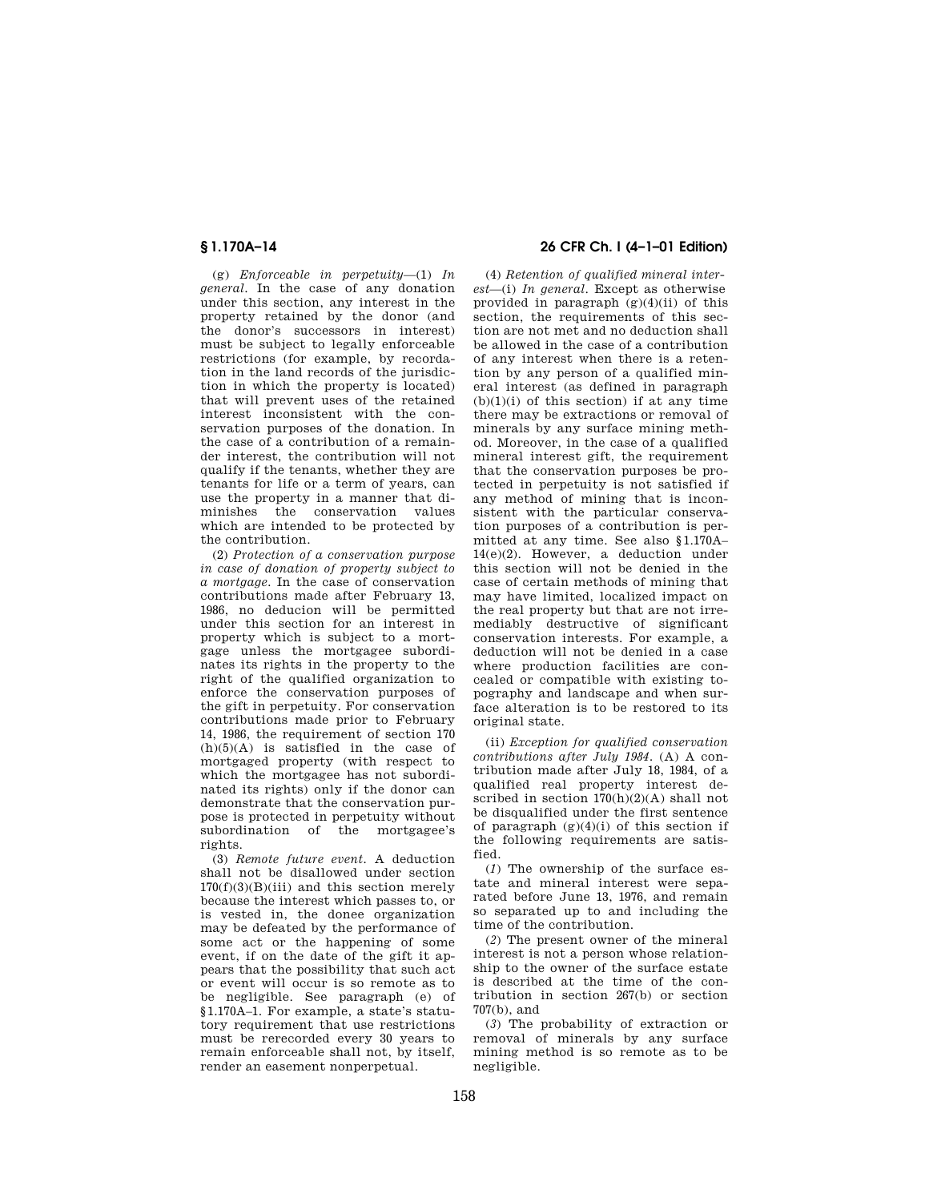(g) *Enforceable in perpetuity*—(1) *In general*. In the case of any donation under this section, any interest in the property retained by the donor (and the donor's successors in interest) must be subject to legally enforceable restrictions (for example, by recordation in the land records of the jurisdiction in which the property is located) that will prevent uses of the retained interest inconsistent with the conservation purposes of the donation. In the case of a contribution of a remainder interest, the contribution will not qualify if the tenants, whether they are tenants for life or a term of years, can use the property in a manner that diminishes the conservation values which are intended to be protected by the contribution.

(2) *Protection of a conservation purpose in case of donation of property subject to a mortgage*. In the case of conservation contributions made after February 13, 1986, no deducion will be permitted under this section for an interest in property which is subject to a mortgage unless the mortgagee subordinates its rights in the property to the right of the qualified organization to enforce the conservation purposes of the gift in perpetuity. For conservation contributions made prior to February 14, 1986, the requirement of section 170 (h)(5)(A) is satisfied in the case of mortgaged property (with respect to which the mortgagee has not subordinated its rights) only if the donor can demonstrate that the conservation purpose is protected in perpetuity without subordination of the mortgagee's rights.

(3) *Remote future event*. A deduction shall not be disallowed under section 170(f)(3)(B)(iii) and this section merely because the interest which passes to, or is vested in, the donee organization may be defeated by the performance of some act or the happening of some event, if on the date of the gift it appears that the possibility that such act or event will occur is so remote as to be negligible. See paragraph (e) of §1.170A–1. For example, a state's statutory requirement that use restrictions must be rerecorded every 30 years to remain enforceable shall not, by itself, render an easement nonperpetual.

(4) *Retention of qualified mineral interest*—(i) *In general*. Except as otherwise provided in paragraph (g)(4)(ii) of this section, the requirements of this section are not met and no deduction shall be allowed in the case of a contribution of any interest when there is a retention by any person of a qualified mineral interest (as defined in paragraph (b)(1)(i) of this section) if at any time there may be extractions or removal of minerals by any surface mining method. Moreover, in the case of a qualified mineral interest gift, the requirement that the conservation purposes be protected in perpetuity is not satisfied if any method of mining that is inconsistent with the particular conservation purposes of a contribution is permitted at any time. See also §1.170A–14(e)(2). However, a deduction under this section will not be denied in the case of certain methods of mining that may have limited, localized impact on the real property but that are not irremediably destructive of significant conservation interests. For example, a deduction will not be denied in a case where production facilities are concealed or compatible with existing topography and landscape and when surface alteration is to be restored to its original state.

(ii) *Exception for qualified conservation contributions after July 1984*. (A) A contribution made after July 18, 1984, of a qualified real property interest described in section 170(h)(2)(A) shall not be disqualified under the first sentence of paragraph (g)(4)(i) of this section if the following requirements are satisfied.

(*1*) The ownership of the surface estate and mineral interest were separated before June 13, 1976, and remain so separated up to and including the time of the contribution.

(*2*) The present owner of the mineral interest is not a person whose relationship to the owner of the surface estate is described at the time of the contribution in section 267(b) or section 707(b), and

(*3*) The probability of extraction or removal of minerals by any surface mining method is so remote as to be negligible.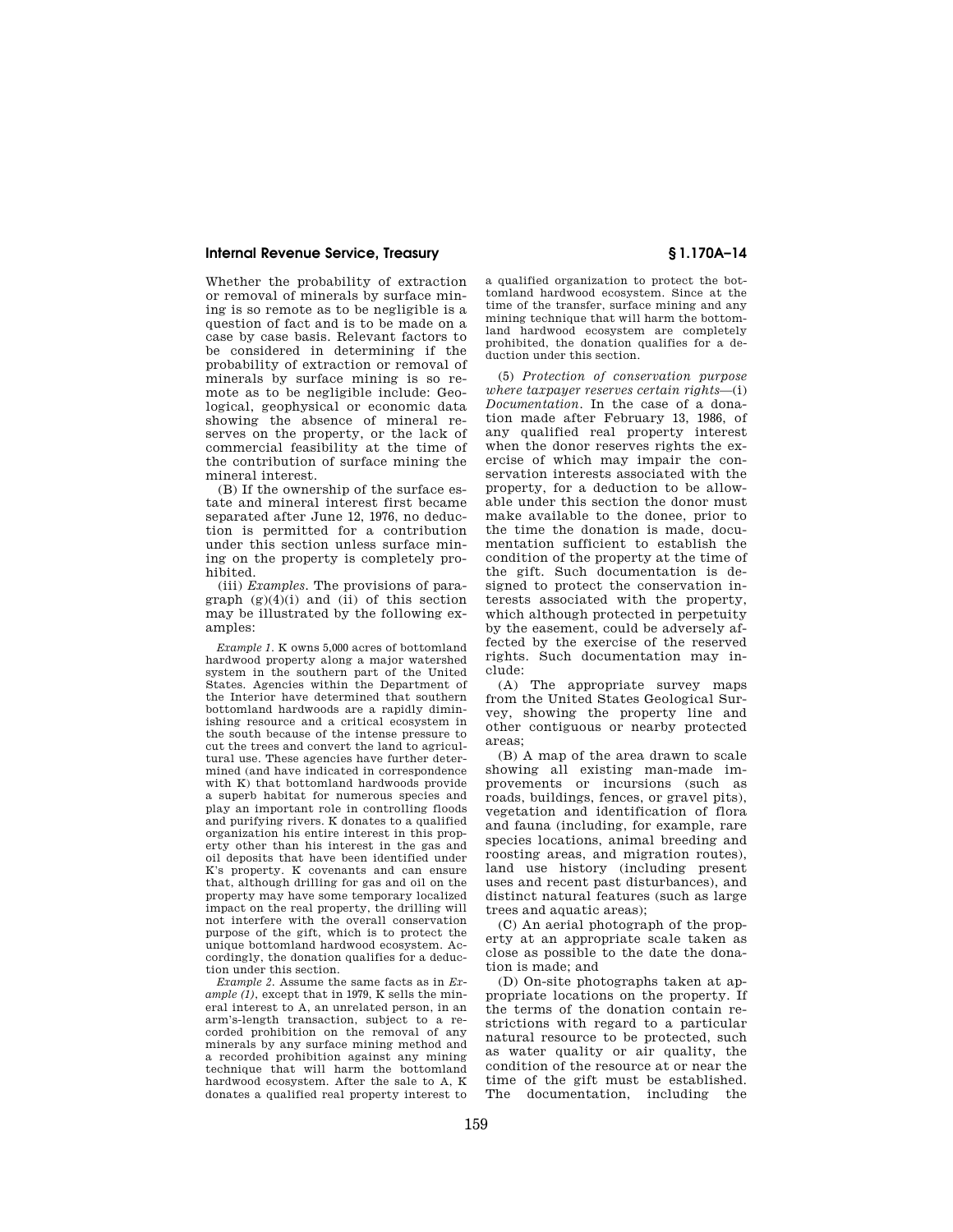Whether the probability of extraction or removal of minerals by surface mining is so remote as to be negligible is a question of fact and is to be made on a case by case basis. Relevant factors to be considered in determining if the probability of extraction or removal of minerals by surface mining is so remote as to be negligible include: Geological, geophysical or economic data showing the absence of mineral reserves on the property, or the lack of commercial feasibility at the time of the contribution of surface mining the mineral interest.

(B) If the ownership of the surface estate and mineral interest first became separated after June 12, 1976, no deduction is permitted for a contribution under this section unless surface mining on the property is completely prohibited.

(iii) *Examples.* The provisions of paragraph (g)(4)(i) and (ii) of this section may be illustrated by the following examples:

*Example 1.* K owns 5,000 acres of bottomland hardwood property along a major watershed system in the southern part of the United States. Agencies within the Department of the Interior have determined that southern bottomland hardwoods are a rapidly diminishing resource and a critical ecosystem in the south because of the intense pressure to cut the trees and convert the land to agricultural use. These agencies have further determined (and have indicated in correspondence with K) that bottomland hardwoods provide a superb habitat for numerous species and play an important role in controlling floods and purifying rivers. K donates to a qualified organization his entire interest in this property other than his interest in the gas and oil deposits that have been identified under K's property. K covenants and can ensure that, although drilling for gas and oil on the property may have some temporary localized impact on the real property, the drilling will not interfere with the overall conservation purpose of the gift, which is to protect the unique bottomland hardwood ecosystem. Accordingly, the donation qualifies for a deduction under this section.

*Example 2.* Assume the same facts as in *Example (1)*, except that in 1979, K sells the mineral interest to A, an unrelated person, in an arm's-length transaction, subject to a recorded prohibition on the removal of any minerals by any surface mining method and a recorded prohibition against any mining technique that will harm the bottomland hardwood ecosystem. After the sale to A, K donates a qualified real property interest to a qualified organization to protect the bottomland hardwood ecosystem. Since at the time of the transfer, surface mining and any mining technique that will harm the bottomland hardwood ecosystem are completely prohibited, the donation qualifies for a deduction under this section.

(5) *Protection of conservation purpose where taxpayer reserves certain rights*—(i) *Documentation.* In the case of a donation made after February 13, 1986, of any qualified real property interest when the donor reserves rights the exercise of which may impair the conservation interests associated with the property, for a deduction to be allowable under this section the donor must make available to the donee, prior to the time the donation is made, documentation sufficient to establish the condition of the property at the time of the gift. Such documentation is designed to protect the conservation interests associated with the property, which although protected in perpetuity by the easement, could be adversely affected by the exercise of the reserved rights. Such documentation may include:

(A) The appropriate survey maps from the United States Geological Survey, showing the property line and other contiguous or nearby protected areas;

(B) A map of the area drawn to scale showing all existing man-made improvements or incursions (such as roads, buildings, fences, or gravel pits), vegetation and identification of flora and fauna (including, for example, rare species locations, animal breeding and roosting areas, and migration routes), land use history (including present uses and recent past disturbances), and distinct natural features (such as large trees and aquatic areas);

(C) An aerial photograph of the property at an appropriate scale taken as close as possible to the date the donation is made; and

(D) On-site photographs taken at appropriate locations on the property. If the terms of the donation contain restrictions with regard to a particular natural resource to be protected, such as water quality or air quality, the condition of the resource at or near the time of the gift must be established. The documentation, including the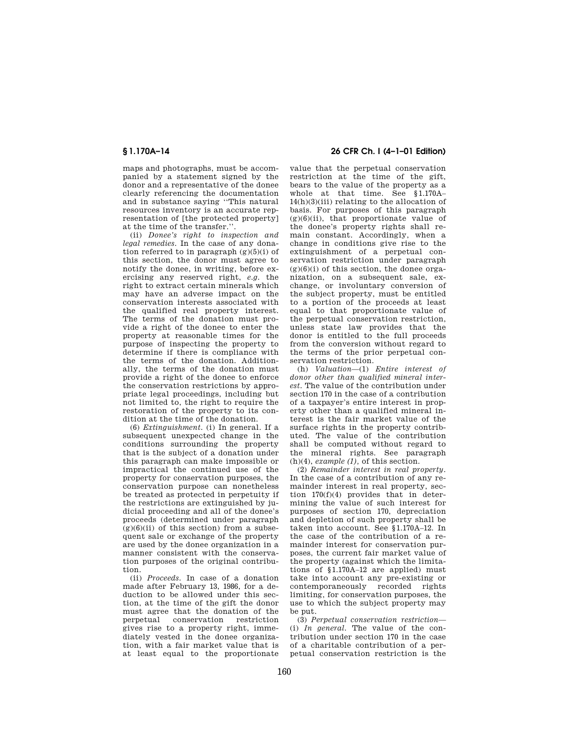maps and photographs, must be accompanied by a statement signed by the donor and a representative of the donee clearly referencing the documentation and in substance saying ''This natural resources inventory is an accurate representation of [the protected property] at the time of the transfer.''.

(ii) *Donee's right to inspection and legal remedies.* In the case of any donation referred to in paragraph (g)(5)(i) of this section, the donor must agree to notify the donee, in writing, before exercising any reserved right, *e.g.* the right to extract certain minerals which may have an adverse impact on the conservation interests associated with the qualified real property interest. The terms of the donation must provide a right of the donee to enter the property at reasonable times for the purpose of inspecting the property to determine if there is compliance with the terms of the donation. Additionally, the terms of the donation must provide a right of the donee to enforce the conservation restrictions by appropriate legal proceedings, including but not limited to, the right to require the restoration of the property to its condition at the time of the donation.

(6) *Extinguishment.* (i) In general. If a subsequent unexpected change in the conditions surrounding the property that is the subject of a donation under this paragraph can make impossible or impractical the continued use of the property for conservation purposes, the conservation purpose can nonetheless be treated as protected in perpetuity if the restrictions are extinguished by judicial proceeding and all of the donee's proceeds (determined under paragraph (g)(6)(ii) of this section) from a subsequent sale or exchange of the property are used by the donee organization in a manner consistent with the conservation purposes of the original contribution.

(ii) *Proceeds.* In case of a donation made after February 13, 1986, for a deduction to be allowed under this section, at the time of the gift the donor must agree that the donation of the perpetual conservation restriction gives rise to a property right, immediately vested in the donee organization, with a fair market value that is at least equal to the proportionate value that the perpetual conservation restriction at the time of the gift, bears to the value of the property as a whole at that time. See §1.170A–14(h)(3)(iii) relating to the allocation of basis. For purposes of this paragraph (g)(6)(ii), that proportionate value of the donee's property rights shall remain constant. Accordingly, when a change in conditions give rise to the extinguishment of a perpetual conservation restriction under paragraph (g)(6)(i) of this section, the donee organization, on a subsequent sale, exchange, or involuntary conversion of the subject property, must be entitled to a portion of the proceeds at least equal to that proportionate value of the perpetual conservation restriction, unless state law provides that the donor is entitled to the full proceeds from the conversion without regard to the terms of the prior perpetual conservation restriction.

(h) *Valuation*—(1) *Entire interest of donor other than qualified mineral interest.* The value of the contribution under section 170 in the case of a contribution of a taxpayer's entire interest in property other than a qualified mineral interest is the fair market value of the surface rights in the property contributed. The value of the contribution shall be computed without regard to the mineral rights. See paragraph (h)(4), *example (1),* of this section.

(2) *Remainder interest in real property.* In the case of a contribution of any remainder interest in real property, section 170(f)(4) provides that in determining the value of such interest for purposes of section 170, depreciation and depletion of such property shall be taken into account. See §1.170A–12. In the case of the contribution of a remainder interest for conservation purposes, the current fair market value of the property (against which the limitations of §1.170A–12 are applied) must take into account any pre-existing or contemporaneously recorded rights limiting, for conservation purposes, the use to which the subject property may be put.

(3) *Perpetual conservation restriction*—(i) *In general.* The value of the contribution under section 170 in the case of a charitable contribution of a perpetual conservation restriction is the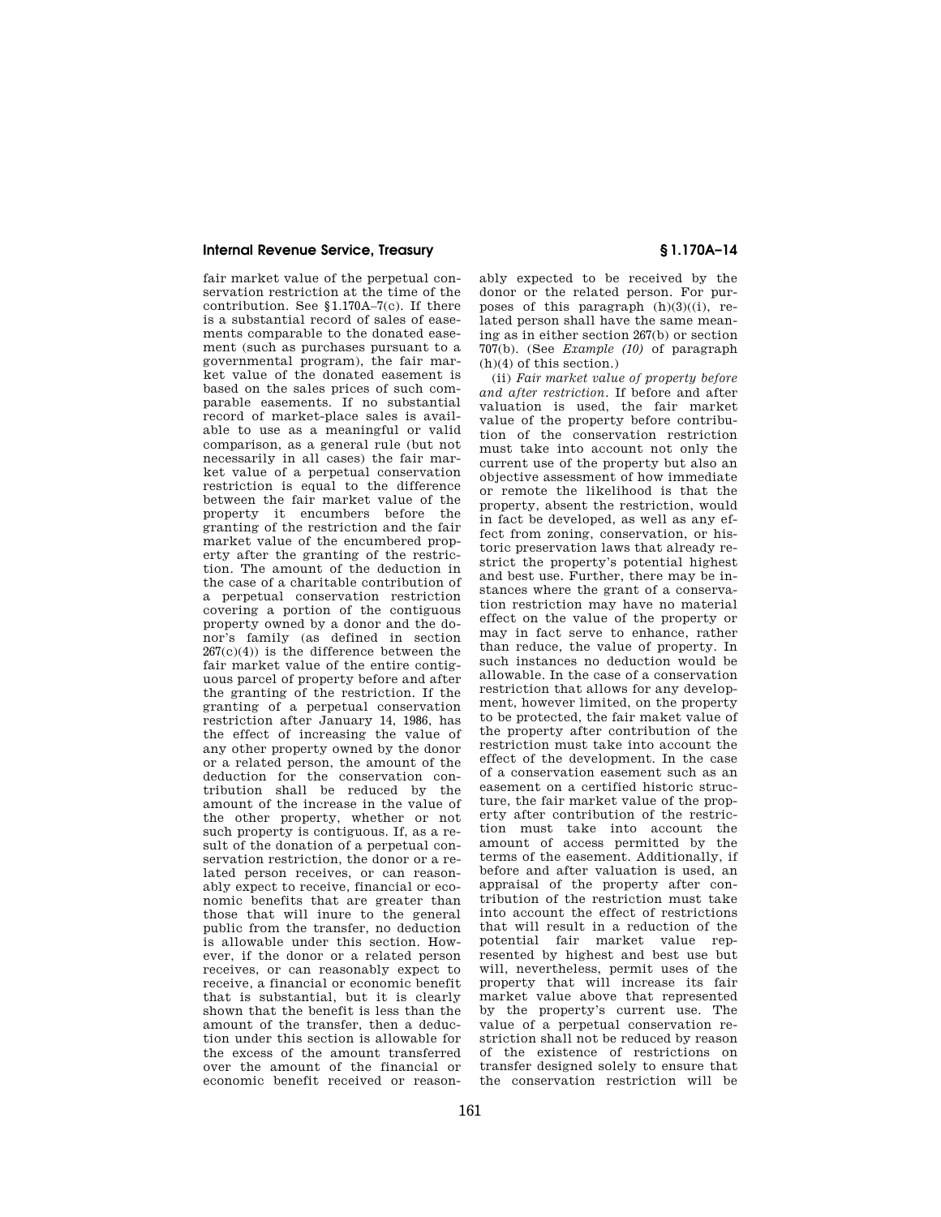fair market value of the perpetual conservation restriction at the time of the contribution. See §1.170A–7(c). If there is a substantial record of sales of easements comparable to the donated easement (such as purchases pursuant to a governmental program), the fair market value of the donated easement is based on the sales prices of such comparable easements. If no substantial record of market-place sales is available to use as a meaningful or valid comparison, as a general rule (but not necessarily in all cases) the fair market value of a perpetual conservation restriction is equal to the difference between the fair market value of the property it encumbers before the granting of the restriction and the fair market value of the encumbered property after the granting of the restriction. The amount of the deduction in the case of a charitable contribution of a perpetual conservation restriction covering a portion of the contiguous property owned by a donor and the donor's family (as defined in section 267(c)(4)) is the difference between the fair market value of the entire contiguous parcel of property before and after the granting of the restriction. If the granting of a perpetual conservation restriction after January 14, 1986, has the effect of increasing the value of any other property owned by the donor or a related person, the amount of the deduction for the conservation contribution shall be reduced by the amount of the increase in the value of the other property, whether or not such property is contiguous. If, as a result of the donation of a perpetual conservation restriction, the donor or a related person receives, or can reasonably expect to receive, financial or economic benefits that are greater than those that will inure to the general public from the transfer, no deduction is allowable under this section. However, if the donor or a related person receives, or can reasonably expect to receive, a financial or economic benefit that is substantial, but it is clearly shown that the benefit is less than the amount of the transfer, then a deduction under this section is allowable for the excess of the amount transferred over the amount of the financial or economic benefit received or reasonably expected to be received by the donor or the related person. For purposes of this paragraph (h)(3)((i), related person shall have the same meaning as in either section 267(b) or section 707(b). (See *Example (10)* of paragraph (h)(4) of this section.)

(ii) *Fair market value of property before and after restriction.* If before and after valuation is used, the fair market value of the property before contribution of the conservation restriction must take into account not only the current use of the property but also an objective assessment of how immediate or remote the likelihood is that the property, absent the restriction, would in fact be developed, as well as any effect from zoning, conservation, or historic preservation laws that already restrict the property's potential highest and best use. Further, there may be instances where the grant of a conservation restriction may have no material effect on the value of the property or may in fact serve to enhance, rather than reduce, the value of property. In such instances no deduction would be allowable. In the case of a conservation restriction that allows for any development, however limited, on the property to be protected, the fair maket value of the property after contribution of the restriction must take into account the effect of the development. In the case of a conservation easement such as an easement on a certified historic structure, the fair market value of the property after contribution of the restriction must take into account the amount of access permitted by the terms of the easement. Additionally, if before and after valuation is used, an appraisal of the property after contribution of the restriction must take into account the effect of restrictions that will result in a reduction of the potential fair market value represented by highest and best use but will, nevertheless, permit uses of the property that will increase its fair market value above that represented by the property's current use. The value of a perpetual conservation restriction shall not be reduced by reason of the existence of restrictions on transfer designed solely to ensure that the conservation restriction will be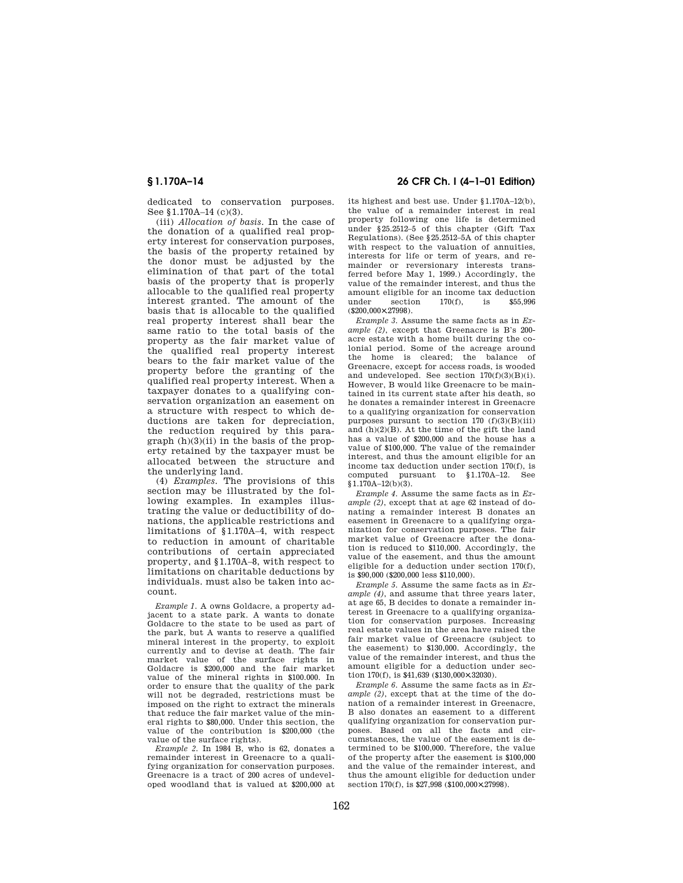dedicated to conservation purposes. See §1.170A–14 (c)(3).

(iii) *Allocation of basis.* In the case of the donation of a qualified real property interest for conservation purposes, the basis of the property retained by the donor must be adjusted by the elimination of that part of the total basis of the property that is properly allocable to the qualified real property interest granted. The amount of the basis that is allocable to the qualified real property interest shall bear the same ratio to the total basis of the property as the fair market value of the qualified real property interest bears to the fair market value of the property before the granting of the qualified real property interest. When a taxpayer donates to a qualifying conservation organization an easement on a structure with respect to which deductions are taken for depreciation, the reduction required by this paragraph (h)(3)(ii) in the basis of the property retained by the taxpayer must be allocated between the structure and the underlying land.

(4) *Examples.* The provisions of this section may be illustrated by the following examples. In examples illustrating the value or deductibility of donations, the applicable restrictions and limitations of §1.170A–4, with respect to reduction in amount of charitable contributions of certain appreciated property, and §1.170A–8, with respect to limitations on charitable deductions by individuals. must also be taken into account.

*Example 1.* A owns Goldacre, a property adjacent to a state park. A wants to donate Goldacre to the state to be used as part of the park, but A wants to reserve a qualified mineral interest in the property, to exploit currently and to devise at death. The fair market value of the surface rights in Goldacre is $200,000 and the fair market value of the mineral rights in $100,000. In order to ensure that the quality of the park will not be degraded, restrictions must be imposed on the right to extract the minerals that reduce the fair market value of the mineral rights to $80,000. Under this section, the value of the contribution is $200,000 (the value of the surface rights).

*Example 2.* In 1984 B, who is 62, donates a remainder interest in Greenacre to a qualifying organization for conservation purposes. Greenacre is a tract of 200 acres of undeveloped woodland that is valued at $200,000 at its highest and best use. Under §1.170A–12(b), the value of a remainder interest in real property following one life is determined under §25.2512–5 of this chapter (Gift Tax Regulations). (See §25.2512–5A of this chapter with respect to the valuation of annuities, interests for life or term of years, and remainder or reversionary interests transferred before May 1, 1999.) Accordingly, the value of the remainder interest, and thus the amount eligible for an income tax deduction under section 170(f), is $55,996 ($200,000×27998).

*Example 3.* Assume the same facts as in *Example (2)*, except that Greenacre is B's 200-acre estate with a home built during the colonial period. Some of the acreage around the home is cleared; the balance of Greenacre, except for access roads, is wooded and undeveloped. See section 170(f)(3)(B)(i). However, B would like Greenacre to be maintained in its current state after his death, so he donates a remainder interest in Greenacre to a qualifying organization for conservation purposes pursuant to section 170 (f)(3)(B)(iii) and (h)(2)(B). At the time of the gift the land has a value of $200,000 and the house has a value of $100,000. The value of the remainder interest, and thus the amount eligible for an income tax deduction under section 170(f), is computed pursuant to §1.170A–12. See §1.170A–12(b)(3).

*Example 4.* Assume the same facts as in *Example (2)*, except that at age 62 instead of donating a remainder interest B donates an easement in Greenacre to a qualifying organization for conservation purposes. The fair market value of Greenacre after the donation is reduced to $110,000. Accordingly, the value of the easement, and thus the amount eligible for a deduction under section 170(f), is $90,000 ($200,000 less $110,000).

*Example 5.* Assume the same facts as in *Example (4)*, and assume that three years later, at age 65, B decides to donate a remainder interest in Greenacre to a qualifying organization for conservation purposes. Increasing real estate values in the area have raised the fair market value of Greenacre (subject to the easement) to $130,000. Accordingly, the value of the remainder interest, and thus the amount eligible for a deduction under section 170(f), is $41,639 ($130,000×32030).

*Example 6.* Assume the same facts as in *Example (2)*, except that at the time of the donation of a remainder interest in Greenacre, B also donates an easement to a different qualifying organization for conservation purposes. Based on all the facts and circumstances, the value of the easement is determined to be $100,000. Therefore, the value of the property after the easement is $100,000 and the value of the remainder interest, and thus the amount eligible for deduction under section 170(f), is $27,998 ($100,000×27998).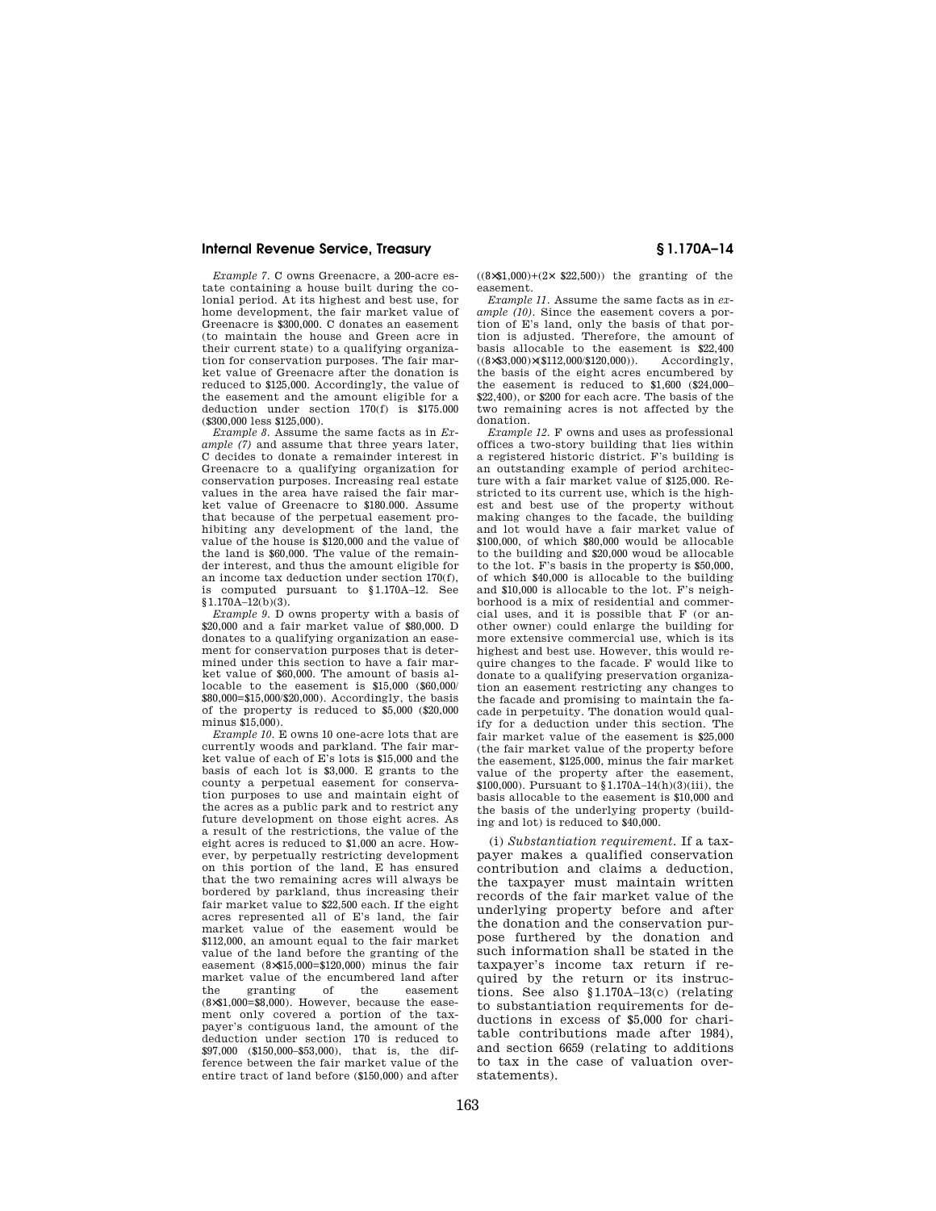*Example 7.* C owns Greenacre, a 200-acre estate containing a house built during the colonial period. At its highest and best use, for home development, the fair market value of Greenacre is $300,000. C donates an easement (to maintain the house and Green acre in their current state) to a qualifying organization for conservation purposes. The fair market value of Greenacre after the donation is reduced to $125,000. Accordingly, the value of the easement and the amount eligible for a deduction under section 170(f) is $175.000 ($300,000 less $125,000).

*Example 8.* Assume the same facts as in *Example (7)* and assume that three years later, C decides to donate a remainder interest in Greenacre to a qualifying organization for conservation purposes. Increasing real estate values in the area have raised the fair market value of Greenacre to $180.000. Assume that because of the perpetual easement prohibiting any development of the land, the value of the house is $120,000 and the value of the land is $60,000. The value of the remainder interest, and thus the amount eligible for an income tax deduction under section 170(f), is computed pursuant to §1.170A–12. See §1.170A–12(b)(3).

*Example 9.* D owns property with a basis of $20,000 and a fair market value of $80,000. D donates to a qualifying organization an easement for conservation purposes that is determined under this section to have a fair market value of $60,000. The amount of basis allocable to the easement is $15,000 ($60,000/$80,000=$15,000/$20,000). Accordingly, the basis of the property is reduced to $5,000 ($20,000 minus $15,000).

*Example 10.* E owns 10 one-acre lots that are currently woods and parkland. The fair market value of each of E's lots is $15,000 and the basis of each lot is $3,000. E grants to the county a perpetual easement for conservation purposes to use and maintain eight of the acres as a public park and to restrict any future development on those eight acres. As a result of the restrictions, the value of the eight acres is reduced to $1,000 an acre. However, by perpetually restricting development on this portion of the land, E has ensured that the two remaining acres will always be bordered by parkland, thus increasing their fair market value to $22,500 each. If the eight acres represented all of E's land, the fair market value of the easement would be $112,000, an amount equal to the fair market value of the land before the granting of the easement (8×$15,000=$120,000) minus the fair market value of the encumbered land after the granting of the easement (8×$1,000=$8,000). However, because the easement only covered a portion of the taxpayer's contiguous land, the amount of the deduction under section 170 is reduced to $97,000 ($150,000–$53,000), that is, the difference between the fair market value of the entire tract of land before ($150,000) and after ((8×$1,000)+(2× $22,500)) the granting of the easement.

*Example 11.* Assume the same facts as in *example (10)*. Since the easement covers a portion of E's land, only the basis of that portion is adjusted. Therefore, the amount of basis allocable to the easement is $22,400 ((8×$3,000)×($112,000/$120,000)). Accordingly, the basis of the eight acres encumbered by the easement is reduced to $1,600 ($24,000–$22,400), or $200 for each acre. The basis of the two remaining acres is not affected by the donation.

*Example 12.* F owns and uses as professional offices a two-story building that lies within a registered historic district. F's building is an outstanding example of period architecture with a fair market value of $125,000. Restricted to its current use, which is the highest and best use of the property without making changes to the facade, the building and lot would have a fair market value of $100,000, of which $80,000 would be allocable to the building and $20,000 woud be allocable to the lot. F's basis in the property is $50,000, of which $40,000 is allocable to the building and $10,000 is allocable to the lot. F's neighborhood is a mix of residential and commercial uses, and it is possible that F (or another owner) could enlarge the building for more extensive commercial use, which is its highest and best use. However, this would require changes to the facade. F would like to donate to a qualifying preservation organization an easement restricting any changes to the facade and promising to maintain the facade in perpetuity. The donation would qualify for a deduction under this section. The fair market value of the easement is $25,000 (the fair market value of the property before the easement, $125,000, minus the fair market value of the property after the easement, $100,000). Pursuant to §1.170A–14(h)(3)(iii), the basis allocable to the easement is $10,000 and the basis of the underlying property (building and lot) is reduced to $40,000.

(i) *Substantiation requirement.* If a taxpayer makes a qualified conservation contribution and claims a deduction, the taxpayer must maintain written records of the fair market value of the underlying property before and after the donation and the conservation purpose furthered by the donation and such information shall be stated in the taxpayer's income tax return if required by the return or its instructions. See also §1.170A–13(c) (relating to substantiation requirements for deductions in excess of $5,000 for charitable contributions made after 1984), and section 6659 (relating to additions to tax in the case of valuation overstatements).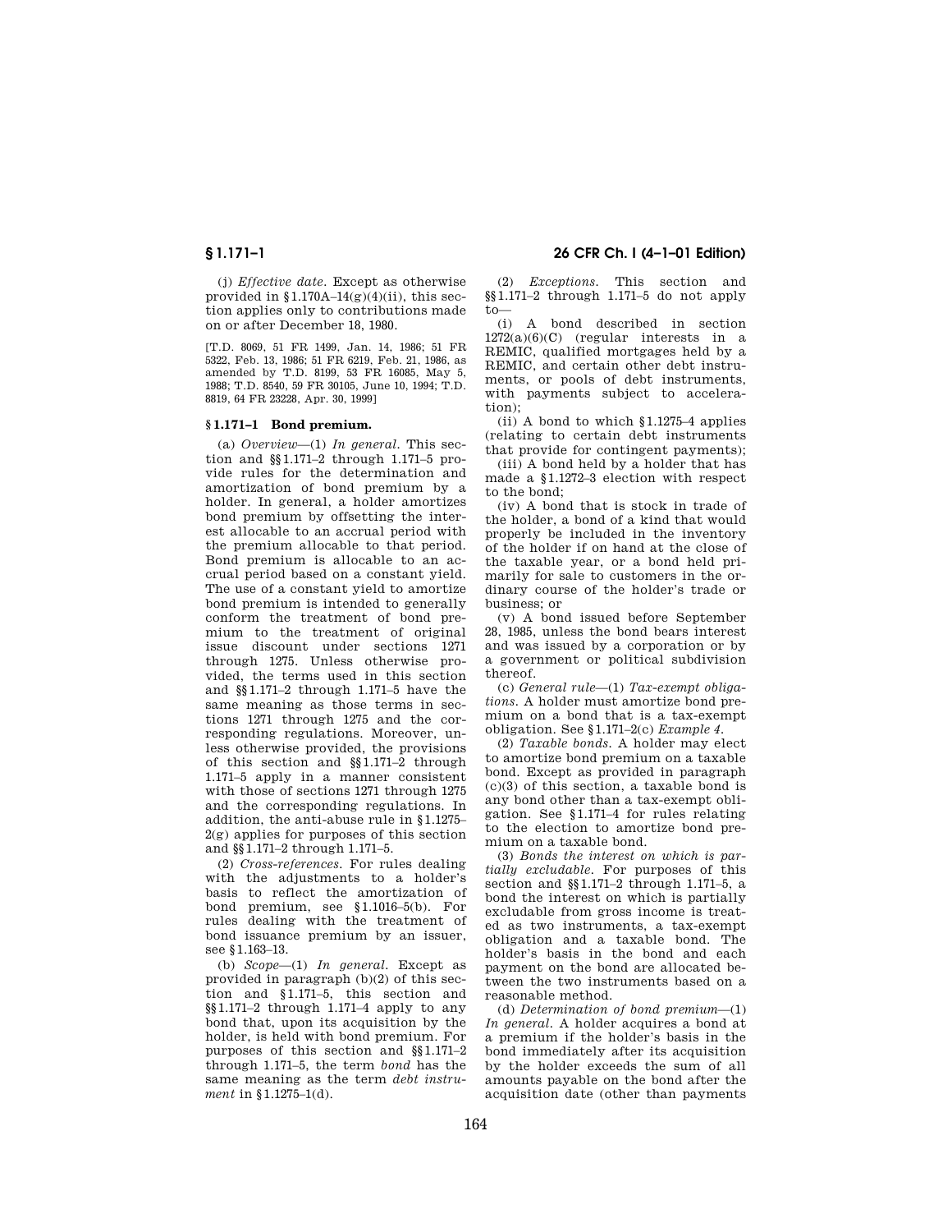(j) *Effective date.* Except as otherwise provided in §1.170A–14(g)(4)(ii), this section applies only to contributions made on or after December 18, 1980.

[T.D. 8069, 51 FR 1499, Jan. 14, 1986; 51 FR 5322, Feb. 13, 1986; 51 FR 6219, Feb. 21, 1986, as amended by T.D. 8199, 53 FR 16085, May 5, 1988; T.D. 8540, 59 FR 30105, June 10, 1994; T.D. 8819, 64 FR 23228, Apr. 30, 1999]

### §1.171–1 Bond premium.

(a) *Overview*—(1) *In general.* This section and §§1.171–2 through 1.171–5 provide rules for the determination and amortization of bond premium by a holder. In general, a holder amortizes bond premium by offsetting the interest allocable to an accrual period with the premium allocable to that period. Bond premium is allocable to an accrual period based on a constant yield. The use of a constant yield to amortize bond premium is intended to generally conform the treatment of bond premium to the treatment of original issue discount under sections 1271 through 1275. Unless otherwise provided, the terms used in this section and §§1.171–2 through 1.171–5 have the same meaning as those terms in sections 1271 through 1275 and the corresponding regulations. Moreover, unless otherwise provided, the provisions of this section and §§1.171–2 through 1.171–5 apply in a manner consistent with those of sections 1271 through 1275 and the corresponding regulations. In addition, the anti-abuse rule in §1.1275–2(g) applies for purposes of this section and §§1.171–2 through 1.171–5.

(2) *Cross-references.* For rules dealing with the adjustments to a holder's basis to reflect the amortization of bond premium, see §1.1016–5(b). For rules dealing with the treatment of bond issuance premium by an issuer, see §1.163–13.

(b) *Scope*—(1) *In general.* Except as provided in paragraph (b)(2) of this section and §1.171–5, this section and §§1.171–2 through 1.171–4 apply to any bond that, upon its acquisition by the holder, is held with bond premium. For purposes of this section and §§1.171–2 through 1.171–5, the term *bond* has the same meaning as the term *debt instrument* in §1.1275–1(d).

(2) *Exceptions.* This section and §§1.171–2 through 1.171–5 do not apply to—

(i) A bond described in section 1272(a)(6)(C) (regular interests in a REMIC, qualified mortgages held by a REMIC, and certain other debt instruments, or pools of debt instruments, with payments subject to acceleration);

(ii) A bond to which §1.1275–4 applies (relating to certain debt instruments that provide for contingent payments);

(iii) A bond held by a holder that has made a §1.1272–3 election with respect to the bond;

(iv) A bond that is stock in trade of the holder, a bond of a kind that would properly be included in the inventory of the holder if on hand at the close of the taxable year, or a bond held primarily for sale to customers in the ordinary course of the holder's trade or business; or

(v) A bond issued before September 28, 1985, unless the bond bears interest and was issued by a corporation or by a government or political subdivision thereof.

(c) *General rule*—(1) *Tax-exempt obligations.* A holder must amortize bond premium on a bond that is a tax-exempt obligation. See §1.171–2(c) *Example 4.*

(2) *Taxable bonds.* A holder may elect to amortize bond premium on a taxable bond. Except as provided in paragraph (c)(3) of this section, a taxable bond is any bond other than a tax-exempt obligation. See §1.171–4 for rules relating to the election to amortize bond premium on a taxable bond.

(3) *Bonds the interest on which is partially excludable.* For purposes of this section and §§1.171–2 through 1.171–5, a bond the interest on which is partially excludable from gross income is treated as two instruments, a tax-exempt obligation and a taxable bond. The holder's basis in the bond and each payment on the bond are allocated between the two instruments based on a reasonable method.

(d) *Determination of bond premium*—(1) *In general.* A holder acquires a bond at a premium if the holder's basis in the bond immediately after its acquisition by the holder exceeds the sum of all amounts payable on the bond after the acquisition date (other than payments